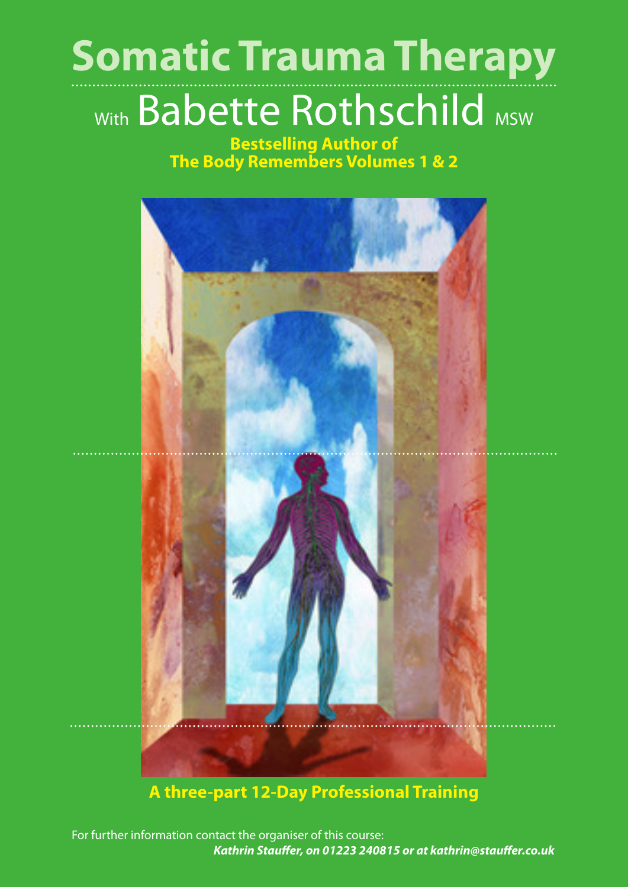# Somatic Trauma Therapy

## With Babette Rothschild MSW

**Bestselling Author of**
**The Body Remembers Volumes 1 & 2**

**A three-part 12-Day Professional Training**

For further information contact the organiser of this course:
***Kathrin Stauffer, on 01223 240815 or at kathrin@stauffer.co.uk***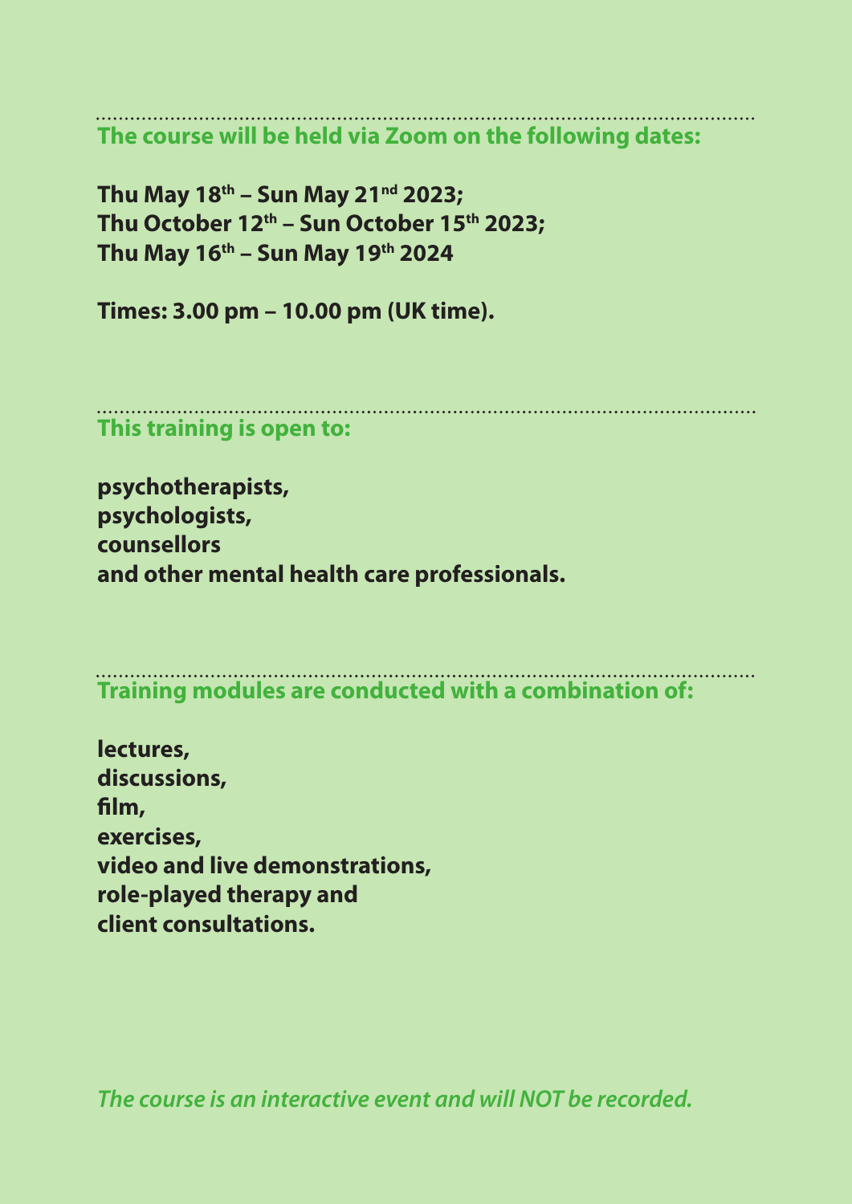## The course will be held via Zoom on the following dates:

**Thu May 18th – Sun May 21nd 2023;**
**Thu October 12th – Sun October 15th 2023;**
**Thu May 16th – Sun May 19th 2024**

**Times: 3.00 pm – 10.00 pm (UK time).**

## This training is open to:

**psychotherapists,**
**psychologists,**
**counsellors**
**and other mental health care professionals.**

## Training modules are conducted with a combination of:

**lectures,**
**discussions,**
**film,**
**exercises,**
**video and live demonstrations,**
**role-played therapy and**
**client consultations.**

***The course is an interactive event and will NOT be recorded.***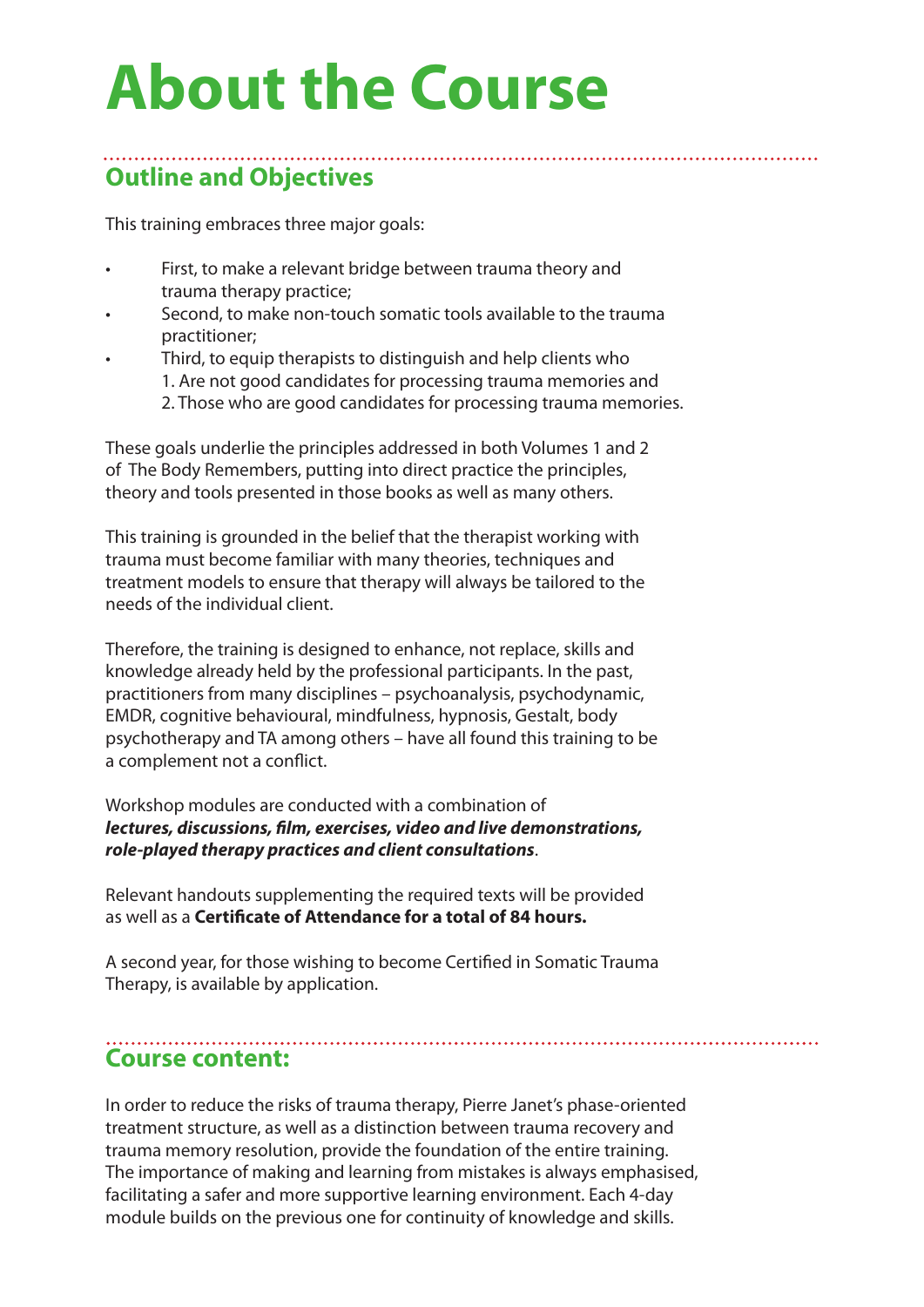# About the Course

## Outline and Objectives

This training embraces three major goals:

- First, to make a relevant bridge between trauma theory and trauma therapy practice;
- Second, to make non-touch somatic tools available to the trauma practitioner;
- Third, to equip therapists to distinguish and help clients who
  1. Are not good candidates for processing trauma memories and
  2. Those who are good candidates for processing trauma memories.

These goals underlie the principles addressed in both Volumes 1 and 2 of The Body Remembers, putting into direct practice the principles, theory and tools presented in those books as well as many others.

This training is grounded in the belief that the therapist working with trauma must become familiar with many theories, techniques and treatment models to ensure that therapy will always be tailored to the needs of the individual client.

Therefore, the training is designed to enhance, not replace, skills and knowledge already held by the professional participants. In the past, practitioners from many disciplines – psychoanalysis, psychodynamic, EMDR, cognitive behavioural, mindfulness, hypnosis, Gestalt, body psychotherapy and TA among others – have all found this training to be a complement not a conflict.

Workshop modules are conducted with a combination of ***lectures, discussions, film, exercises, video and live demonstrations, role-played therapy practices and client consultations***.

Relevant handouts supplementing the required texts will be provided as well as a **Certificate of Attendance for a total of 84 hours.**

A second year, for those wishing to become Certified in Somatic Trauma Therapy, is available by application.

## Course content:

In order to reduce the risks of trauma therapy, Pierre Janet's phase-oriented treatment structure, as well as a distinction between trauma recovery and trauma memory resolution, provide the foundation of the entire training. The importance of making and learning from mistakes is always emphasised, facilitating a safer and more supportive learning environment. Each 4-day module builds on the previous one for continuity of knowledge and skills.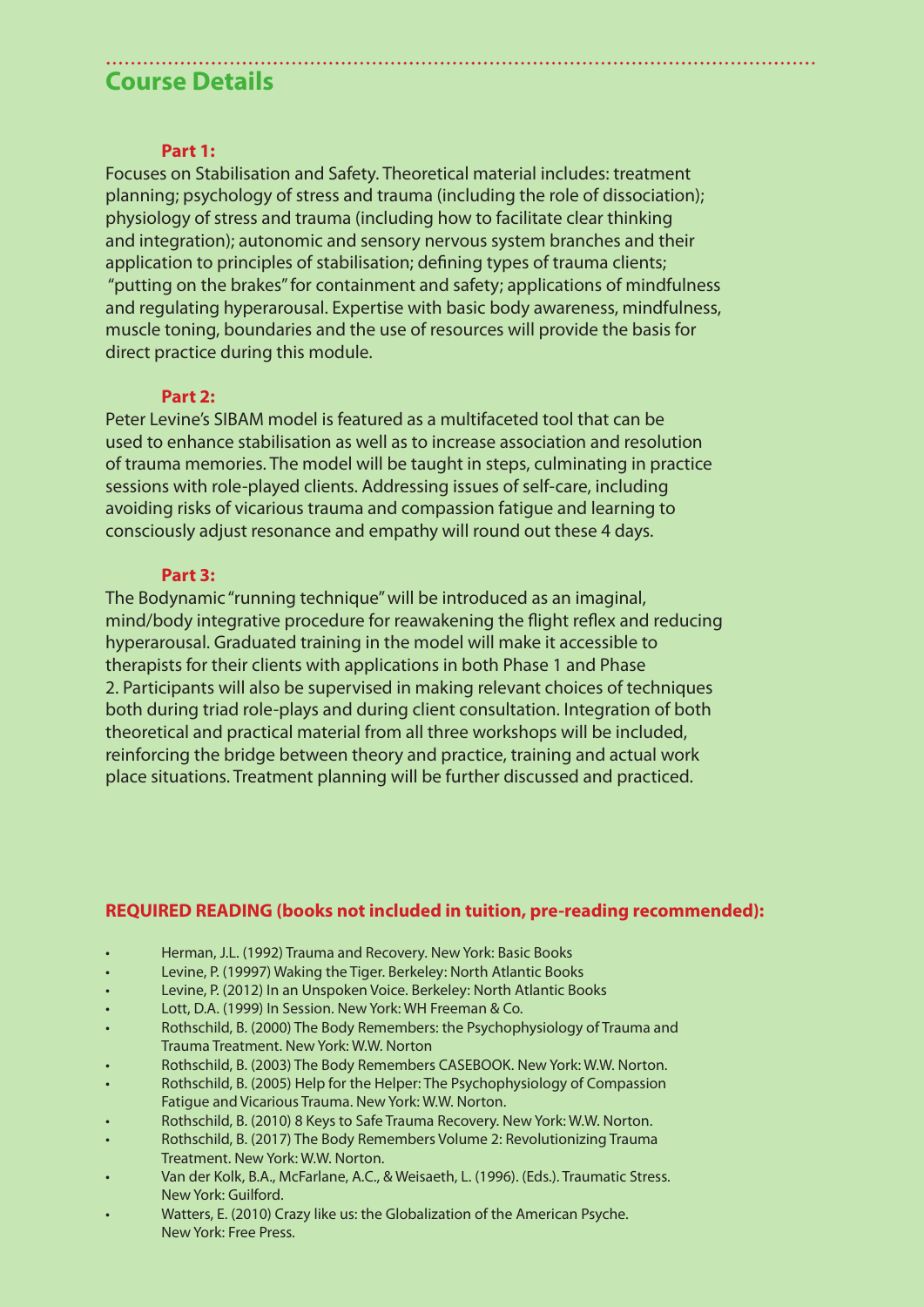## Course Details

**Part 1:**

Focuses on Stabilisation and Safety. Theoretical material includes: treatment planning; psychology of stress and trauma (including the role of dissociation); physiology of stress and trauma (including how to facilitate clear thinking and integration); autonomic and sensory nervous system branches and their application to principles of stabilisation; defining types of trauma clients; "putting on the brakes" for containment and safety; applications of mindfulness and regulating hyperarousal. Expertise with basic body awareness, mindfulness, muscle toning, boundaries and the use of resources will provide the basis for direct practice during this module.

**Part 2:**

Peter Levine's SIBAM model is featured as a multifaceted tool that can be used to enhance stabilisation as well as to increase association and resolution of trauma memories. The model will be taught in steps, culminating in practice sessions with role-played clients. Addressing issues of self-care, including avoiding risks of vicarious trauma and compassion fatigue and learning to consciously adjust resonance and empathy will round out these 4 days.

**Part 3:**

The Bodynamic "running technique" will be introduced as an imaginal, mind/body integrative procedure for reawakening the flight reflex and reducing hyperarousal. Graduated training in the model will make it accessible to therapists for their clients with applications in both Phase 1 and Phase 2. Participants will also be supervised in making relevant choices of techniques both during triad role-plays and during client consultation. Integration of both theoretical and practical material from all three workshops will be included, reinforcing the bridge between theory and practice, training and actual work place situations. Treatment planning will be further discussed and practiced.

**REQUIRED READING (books not included in tuition, pre-reading recommended):**

- Herman, J.L. (1992) Trauma and Recovery. New York: Basic Books
- Levine, P. (19997) Waking the Tiger. Berkeley: North Atlantic Books
- Levine, P. (2012) In an Unspoken Voice. Berkeley: North Atlantic Books
- Lott, D.A. (1999) In Session. New York: WH Freeman & Co.
- Rothschild, B. (2000) The Body Remembers: the Psychophysiology of Trauma and Trauma Treatment. New York: W.W. Norton
- Rothschild, B. (2003) The Body Remembers CASEBOOK. New York: W.W. Norton.
- Rothschild, B. (2005) Help for the Helper: The Psychophysiology of Compassion Fatigue and Vicarious Trauma. New York: W.W. Norton.
- Rothschild, B. (2010) 8 Keys to Safe Trauma Recovery. New York: W.W. Norton.
- Rothschild, B. (2017) The Body Remembers Volume 2: Revolutionizing Trauma Treatment. New York: W.W. Norton.
- Van der Kolk, B.A., McFarlane, A.C., & Weisaeth, L. (1996). (Eds.). Traumatic Stress. New York: Guilford.
- Watters, E. (2010) Crazy like us: the Globalization of the American Psyche. New York: Free Press.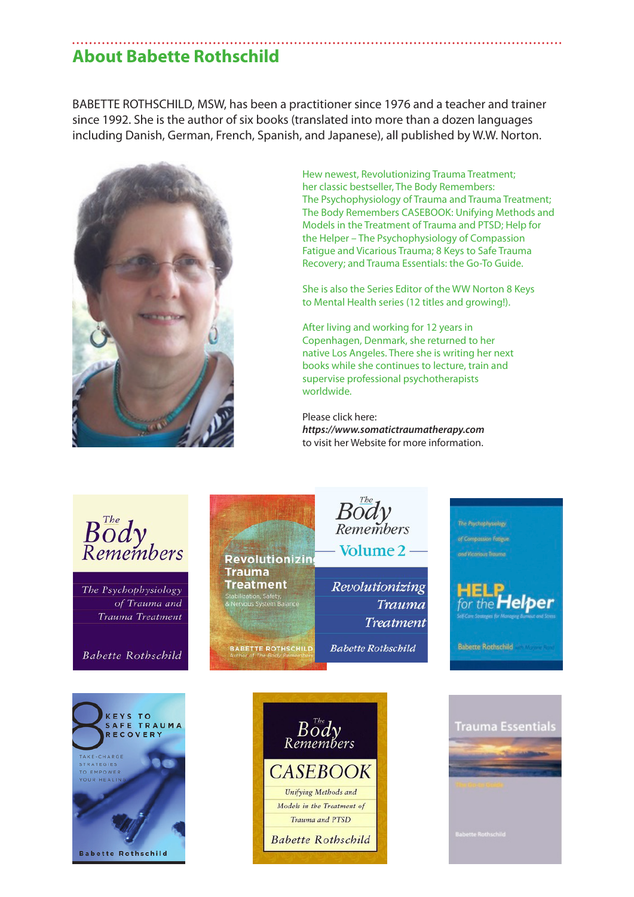## About Babette Rothschild

BABETTE ROTHSCHILD, MSW, has been a practitioner since 1976 and a teacher and trainer since 1992. She is the author of six books (translated into more than a dozen languages including Danish, German, French, Spanish, and Japanese), all published by W.W. Norton.

Hew newest, Revolutionizing Trauma Treatment; her classic bestseller, The Body Remembers: The Psychophysiology of Trauma and Trauma Treatment; The Body Remembers CASEBOOK: Unifying Methods and Models in the Treatment of Trauma and PTSD; Help for the Helper – The Psychophysiology of Compassion Fatigue and Vicarious Trauma; 8 Keys to Safe Trauma Recovery; and Trauma Essentials: the Go-To Guide.

She is also the Series Editor of the WW Norton 8 Keys to Mental Health series (12 titles and growing!).

After living and working for 12 years in Copenhagen, Denmark, she returned to her native Los Angeles. There she is writing her next books while she continues to lecture, train and supervise professional psychotherapists worldwide.

Please click here:
***https://www.somatictraumatherapy.com***
to visit her Website for more information.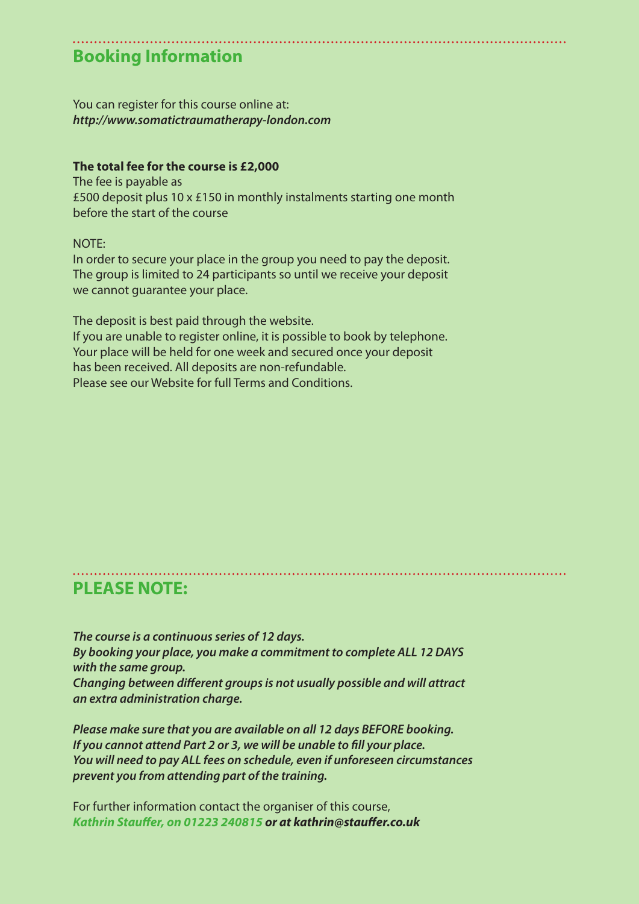## Booking Information

You can register for this course online at:
***http://www.somatictraumatherapy-london.com***

**The total fee for the course is £2,000**
The fee is payable as
£500 deposit plus 10 x £150 in monthly instalments starting one month before the start of the course

NOTE:
In order to secure your place in the group you need to pay the deposit. The group is limited to 24 participants so until we receive your deposit we cannot guarantee your place.

The deposit is best paid through the website.
If you are unable to register online, it is possible to book by telephone. Your place will be held for one week and secured once your deposit has been received. All deposits are non-refundable.
Please see our Website for full Terms and Conditions.

## PLEASE NOTE:

***The course is a continuous series of 12 days.***
***By booking your place, you make a commitment to complete ALL 12 DAYS with the same group.***
***Changing between different groups is not usually possible and will attract an extra administration charge.***

***Please make sure that you are available on all 12 days BEFORE booking.***
***If you cannot attend Part 2 or 3, we will be unable to fill your place.***
***You will need to pay ALL fees on schedule, even if unforeseen circumstances prevent you from attending part of the training.***

For further information contact the organiser of this course,
***Kathrin Stauffer, on 01223 240815 or at kathrin@stauffer.co.uk***